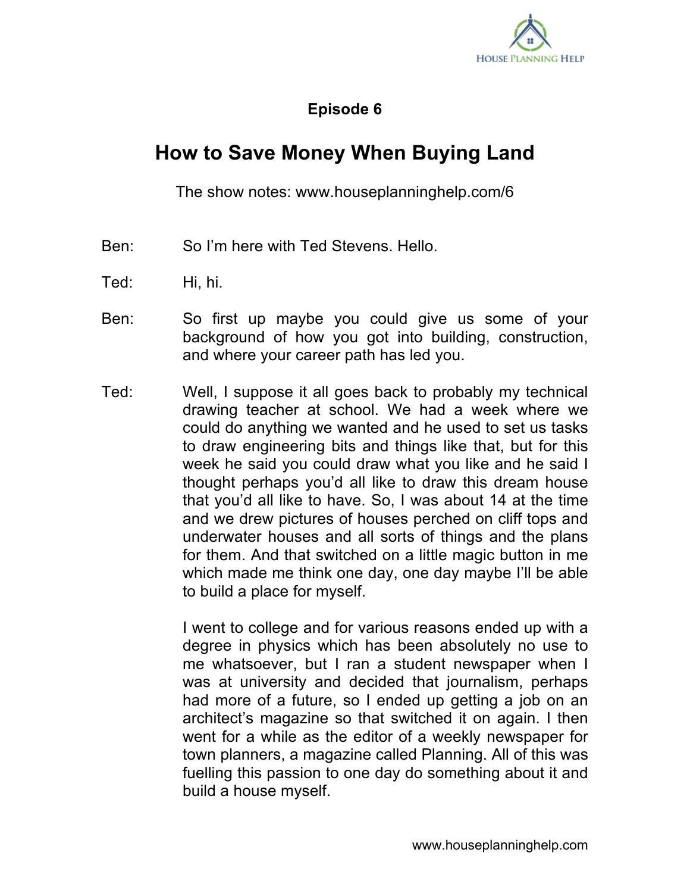## Episode 6

# How to Save Money When Buying Land

The show notes: www.houseplanninghelp.com/6

Ben: So I'm here with Ted Stevens. Hello.

Ted: Hi, hi.

Ben: So first up maybe you could give us some of your background of how you got into building, construction, and where your career path has led you.

Ted: Well, I suppose it all goes back to probably my technical drawing teacher at school. We had a week where we could do anything we wanted and he used to set us tasks to draw engineering bits and things like that, but for this week he said you could draw what you like and he said I thought perhaps you'd all like to draw this dream house that you'd all like to have. So, I was about 14 at the time and we drew pictures of houses perched on cliff tops and underwater houses and all sorts of things and the plans for them. And that switched on a little magic button in me which made me think one day, one day maybe I'll be able to build a place for myself.

I went to college and for various reasons ended up with a degree in physics which has been absolutely no use to me whatsoever, but I ran a student newspaper when I was at university and decided that journalism, perhaps had more of a future, so I ended up getting a job on an architect's magazine so that switched it on again. I then went for a while as the editor of a weekly newspaper for town planners, a magazine called Planning. All of this was fuelling this passion to one day do something about it and build a house myself.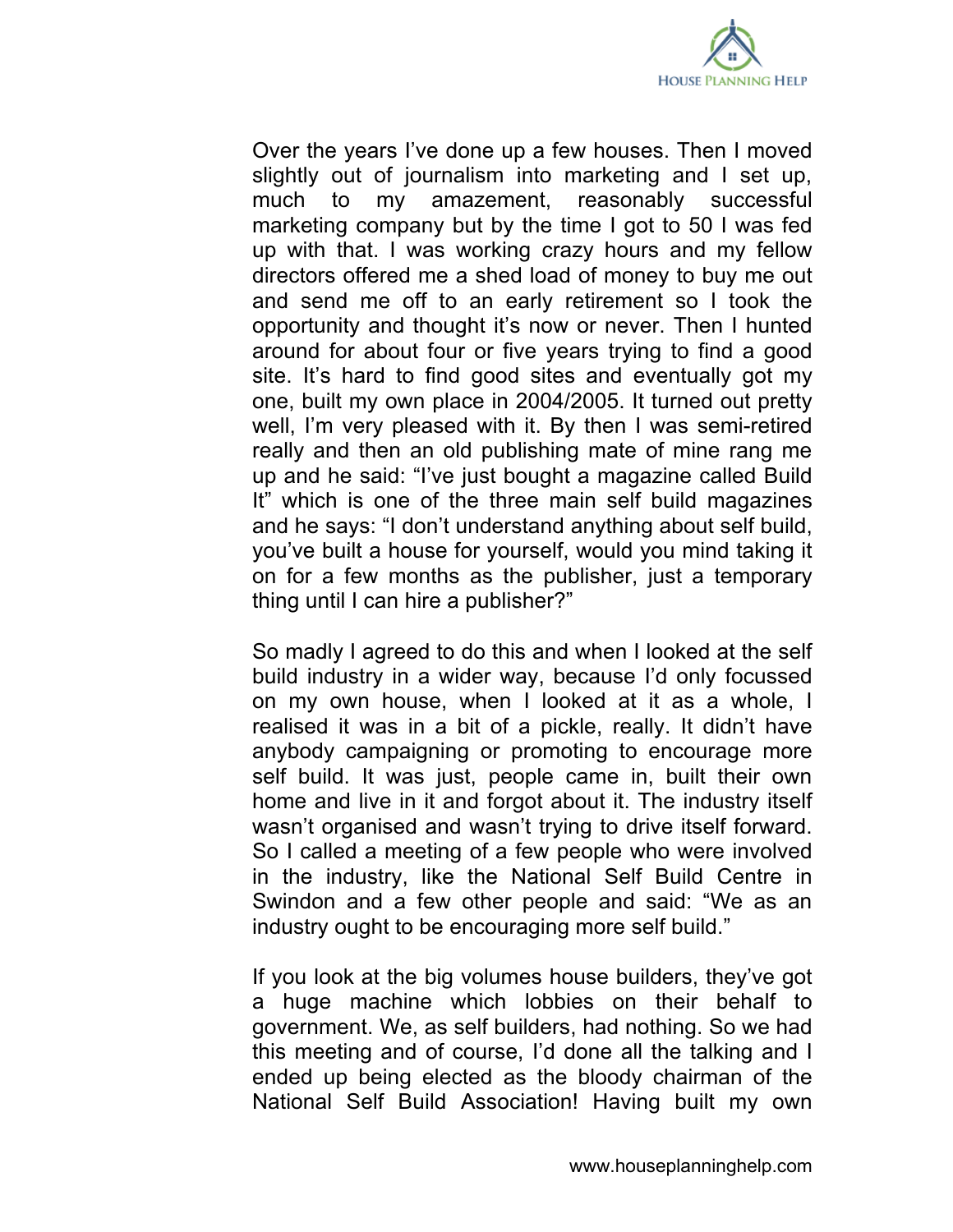Over the years I've done up a few houses. Then I moved slightly out of journalism into marketing and I set up, much to my amazement, reasonably successful marketing company but by the time I got to 50 I was fed up with that. I was working crazy hours and my fellow directors offered me a shed load of money to buy me out and send me off to an early retirement so I took the opportunity and thought it's now or never. Then I hunted around for about four or five years trying to find a good site. It's hard to find good sites and eventually got my one, built my own place in 2004/2005. It turned out pretty well, I'm very pleased with it. By then I was semi-retired really and then an old publishing mate of mine rang me up and he said: "I've just bought a magazine called Build It" which is one of the three main self build magazines and he says: "I don't understand anything about self build, you've built a house for yourself, would you mind taking it on for a few months as the publisher, just a temporary thing until I can hire a publisher?"

So madly I agreed to do this and when I looked at the self build industry in a wider way, because I'd only focussed on my own house, when I looked at it as a whole, I realised it was in a bit of a pickle, really. It didn't have anybody campaigning or promoting to encourage more self build. It was just, people came in, built their own home and live in it and forgot about it. The industry itself wasn't organised and wasn't trying to drive itself forward. So I called a meeting of a few people who were involved in the industry, like the National Self Build Centre in Swindon and a few other people and said: "We as an industry ought to be encouraging more self build."

If you look at the big volumes house builders, they've got a huge machine which lobbies on their behalf to government. We, as self builders, had nothing. So we had this meeting and of course, I'd done all the talking and I ended up being elected as the bloody chairman of the National Self Build Association! Having built my own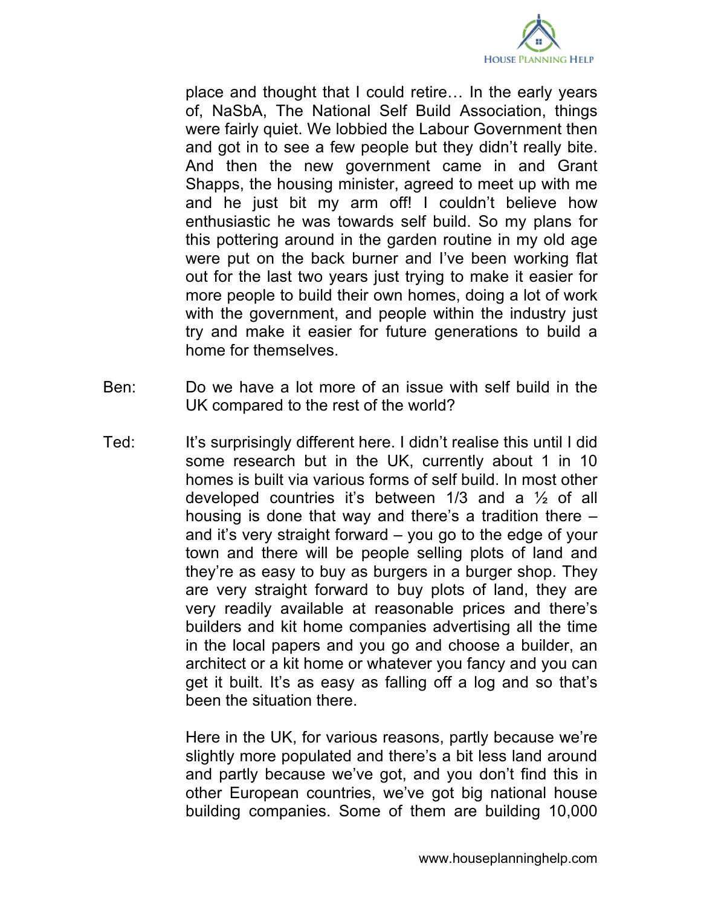place and thought that I could retire… In the early years of, NaSbA, The National Self Build Association, things were fairly quiet. We lobbied the Labour Government then and got in to see a few people but they didn't really bite. And then the new government came in and Grant Shapps, the housing minister, agreed to meet up with me and he just bit my arm off! I couldn't believe how enthusiastic he was towards self build. So my plans for this pottering around in the garden routine in my old age were put on the back burner and I've been working flat out for the last two years just trying to make it easier for more people to build their own homes, doing a lot of work with the government, and people within the industry just try and make it easier for future generations to build a home for themselves.

Ben: Do we have a lot more of an issue with self build in the UK compared to the rest of the world?

Ted: It's surprisingly different here. I didn't realise this until I did some research but in the UK, currently about 1 in 10 homes is built via various forms of self build. In most other developed countries it's between 1/3 and a ½ of all housing is done that way and there's a tradition there – and it's very straight forward – you go to the edge of your town and there will be people selling plots of land and they're as easy to buy as burgers in a burger shop. They are very straight forward to buy plots of land, they are very readily available at reasonable prices and there's builders and kit home companies advertising all the time in the local papers and you go and choose a builder, an architect or a kit home or whatever you fancy and you can get it built. It's as easy as falling off a log and so that's been the situation there.

Here in the UK, for various reasons, partly because we're slightly more populated and there's a bit less land around and partly because we've got, and you don't find this in other European countries, we've got big national house building companies. Some of them are building 10,000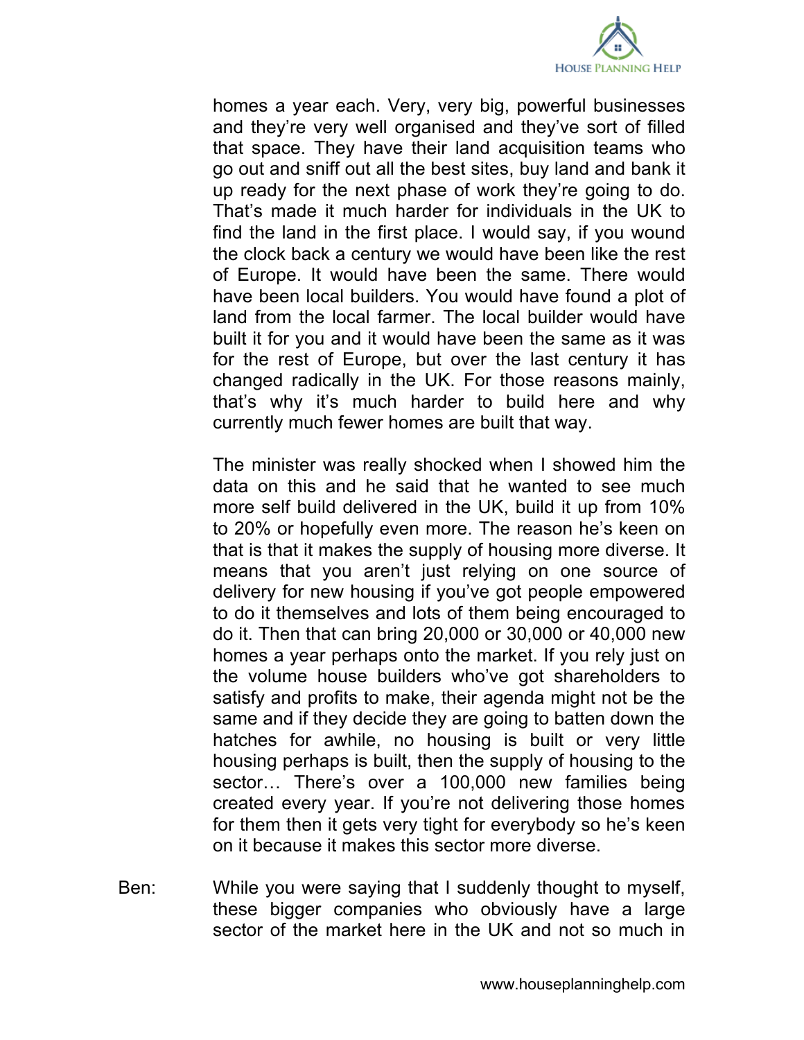homes a year each. Very, very big, powerful businesses and they're very well organised and they've sort of filled that space. They have their land acquisition teams who go out and sniff out all the best sites, buy land and bank it up ready for the next phase of work they're going to do. That's made it much harder for individuals in the UK to find the land in the first place. I would say, if you wound the clock back a century we would have been like the rest of Europe. It would have been the same. There would have been local builders. You would have found a plot of land from the local farmer. The local builder would have built it for you and it would have been the same as it was for the rest of Europe, but over the last century it has changed radically in the UK. For those reasons mainly, that's why it's much harder to build here and why currently much fewer homes are built that way.

The minister was really shocked when I showed him the data on this and he said that he wanted to see much more self build delivered in the UK, build it up from 10% to 20% or hopefully even more. The reason he's keen on that is that it makes the supply of housing more diverse. It means that you aren't just relying on one source of delivery for new housing if you've got people empowered to do it themselves and lots of them being encouraged to do it. Then that can bring 20,000 or 30,000 or 40,000 new homes a year perhaps onto the market. If you rely just on the volume house builders who've got shareholders to satisfy and profits to make, their agenda might not be the same and if they decide they are going to batten down the hatches for awhile, no housing is built or very little housing perhaps is built, then the supply of housing to the sector… There's over a 100,000 new families being created every year. If you're not delivering those homes for them then it gets very tight for everybody so he's keen on it because it makes this sector more diverse.

Ben: While you were saying that I suddenly thought to myself, these bigger companies who obviously have a large sector of the market here in the UK and not so much in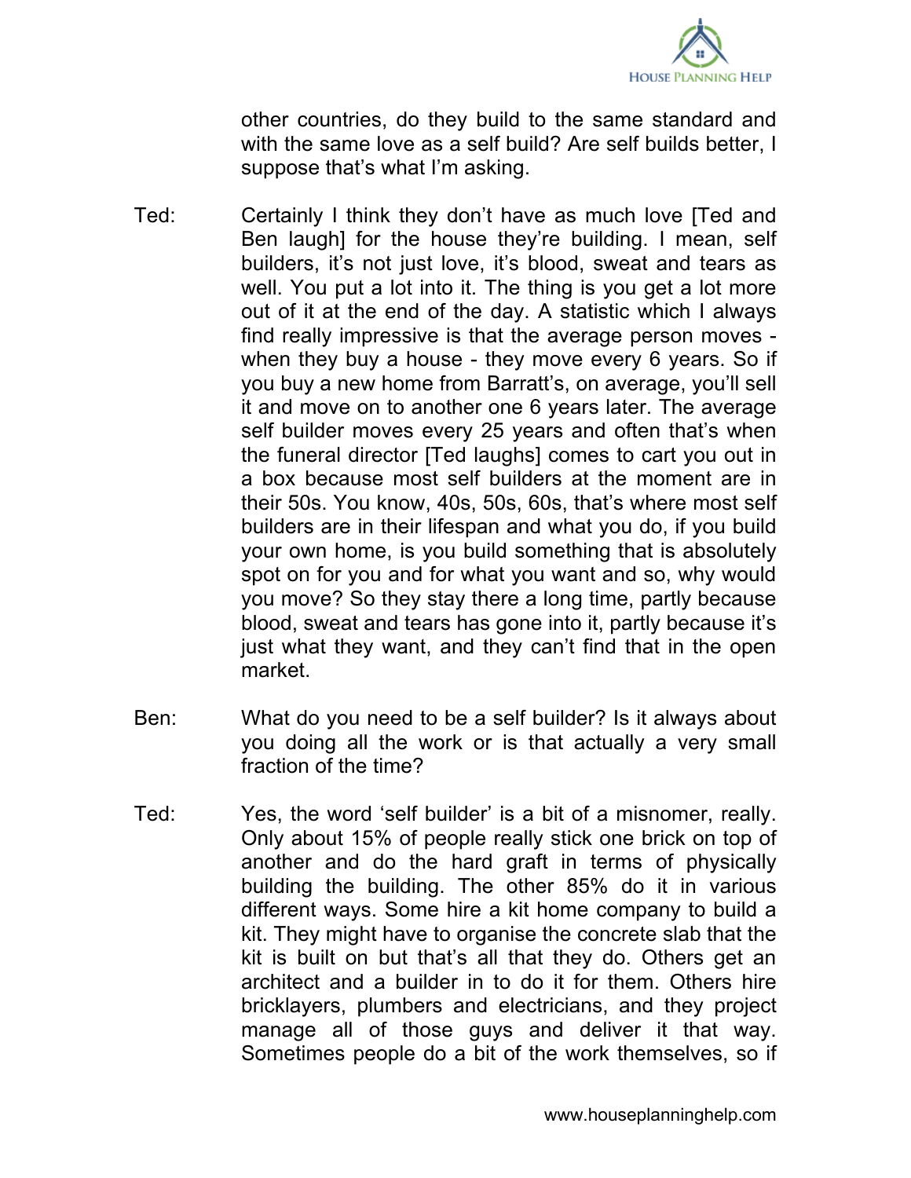other countries, do they build to the same standard and with the same love as a self build? Are self builds better, I suppose that's what I'm asking.

Ted: Certainly I think they don't have as much love [Ted and Ben laugh] for the house they're building. I mean, self builders, it's not just love, it's blood, sweat and tears as well. You put a lot into it. The thing is you get a lot more out of it at the end of the day. A statistic which I always find really impressive is that the average person moves - when they buy a house - they move every 6 years. So if you buy a new home from Barratt's, on average, you'll sell it and move on to another one 6 years later. The average self builder moves every 25 years and often that's when the funeral director [Ted laughs] comes to cart you out in a box because most self builders at the moment are in their 50s. You know, 40s, 50s, 60s, that's where most self builders are in their lifespan and what you do, if you build your own home, is you build something that is absolutely spot on for you and for what you want and so, why would you move? So they stay there a long time, partly because blood, sweat and tears has gone into it, partly because it's just what they want, and they can't find that in the open market.

Ben: What do you need to be a self builder? Is it always about you doing all the work or is that actually a very small fraction of the time?

Ted: Yes, the word 'self builder' is a bit of a misnomer, really. Only about 15% of people really stick one brick on top of another and do the hard graft in terms of physically building the building. The other 85% do it in various different ways. Some hire a kit home company to build a kit. They might have to organise the concrete slab that the kit is built on but that's all that they do. Others get an architect and a builder in to do it for them. Others hire bricklayers, plumbers and electricians, and they project manage all of those guys and deliver it that way. Sometimes people do a bit of the work themselves, so if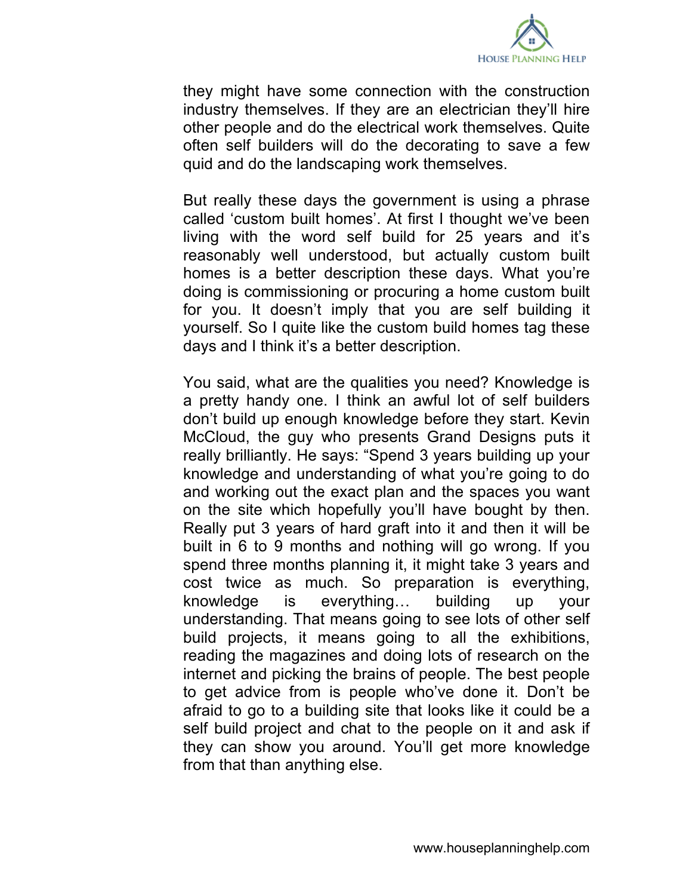they might have some connection with the construction industry themselves. If they are an electrician they'll hire other people and do the electrical work themselves. Quite often self builders will do the decorating to save a few quid and do the landscaping work themselves.

But really these days the government is using a phrase called 'custom built homes'. At first I thought we've been living with the word self build for 25 years and it's reasonably well understood, but actually custom built homes is a better description these days. What you're doing is commissioning or procuring a home custom built for you. It doesn't imply that you are self building it yourself. So I quite like the custom build homes tag these days and I think it's a better description.

You said, what are the qualities you need? Knowledge is a pretty handy one. I think an awful lot of self builders don't build up enough knowledge before they start. Kevin McCloud, the guy who presents Grand Designs puts it really brilliantly. He says: "Spend 3 years building up your knowledge and understanding of what you're going to do and working out the exact plan and the spaces you want on the site which hopefully you'll have bought by then. Really put 3 years of hard graft into it and then it will be built in 6 to 9 months and nothing will go wrong. If you spend three months planning it, it might take 3 years and cost twice as much. So preparation is everything, knowledge is everything… building up your understanding. That means going to see lots of other self build projects, it means going to all the exhibitions, reading the magazines and doing lots of research on the internet and picking the brains of people. The best people to get advice from is people who've done it. Don't be afraid to go to a building site that looks like it could be a self build project and chat to the people on it and ask if they can show you around. You'll get more knowledge from that than anything else.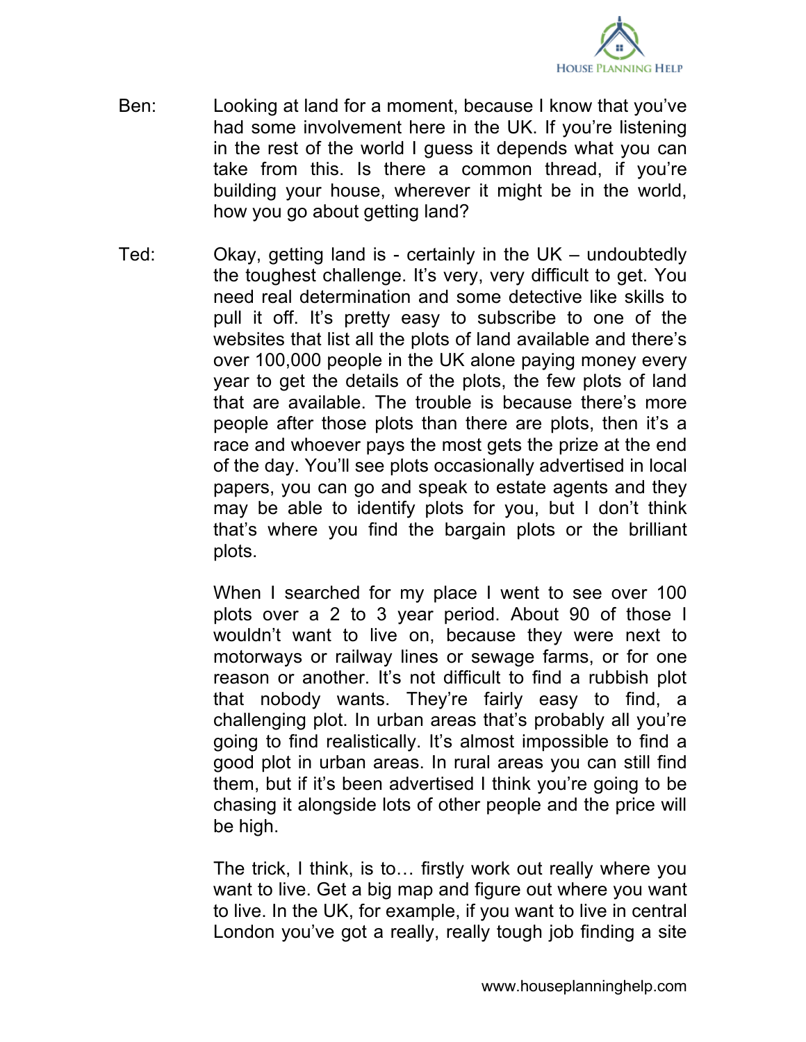Ben: Looking at land for a moment, because I know that you've had some involvement here in the UK. If you're listening in the rest of the world I guess it depends what you can take from this. Is there a common thread, if you're building your house, wherever it might be in the world, how you go about getting land?

Ted: Okay, getting land is - certainly in the UK – undoubtedly the toughest challenge. It's very, very difficult to get. You need real determination and some detective like skills to pull it off. It's pretty easy to subscribe to one of the websites that list all the plots of land available and there's over 100,000 people in the UK alone paying money every year to get the details of the plots, the few plots of land that are available. The trouble is because there's more people after those plots than there are plots, then it's a race and whoever pays the most gets the prize at the end of the day. You'll see plots occasionally advertised in local papers, you can go and speak to estate agents and they may be able to identify plots for you, but I don't think that's where you find the bargain plots or the brilliant plots.

When I searched for my place I went to see over 100 plots over a 2 to 3 year period. About 90 of those I wouldn't want to live on, because they were next to motorways or railway lines or sewage farms, or for one reason or another. It's not difficult to find a rubbish plot that nobody wants. They're fairly easy to find, a challenging plot. In urban areas that's probably all you're going to find realistically. It's almost impossible to find a good plot in urban areas. In rural areas you can still find them, but if it's been advertised I think you're going to be chasing it alongside lots of other people and the price will be high.

The trick, I think, is to… firstly work out really where you want to live. Get a big map and figure out where you want to live. In the UK, for example, if you want to live in central London you've got a really, really tough job finding a site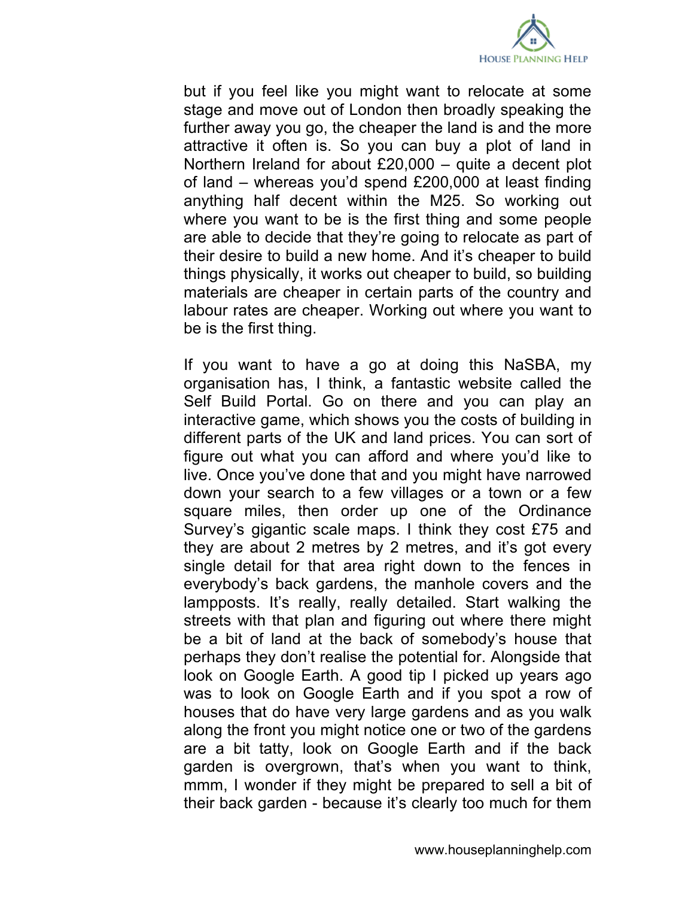but if you feel like you might want to relocate at some stage and move out of London then broadly speaking the further away you go, the cheaper the land is and the more attractive it often is. So you can buy a plot of land in Northern Ireland for about £20,000 – quite a decent plot of land – whereas you'd spend £200,000 at least finding anything half decent within the M25. So working out where you want to be is the first thing and some people are able to decide that they're going to relocate as part of their desire to build a new home. And it's cheaper to build things physically, it works out cheaper to build, so building materials are cheaper in certain parts of the country and labour rates are cheaper. Working out where you want to be is the first thing.

If you want to have a go at doing this NaSBA, my organisation has, I think, a fantastic website called the Self Build Portal. Go on there and you can play an interactive game, which shows you the costs of building in different parts of the UK and land prices. You can sort of figure out what you can afford and where you'd like to live. Once you've done that and you might have narrowed down your search to a few villages or a town or a few square miles, then order up one of the Ordinance Survey's gigantic scale maps. I think they cost £75 and they are about 2 metres by 2 metres, and it's got every single detail for that area right down to the fences in everybody's back gardens, the manhole covers and the lampposts. It's really, really detailed. Start walking the streets with that plan and figuring out where there might be a bit of land at the back of somebody's house that perhaps they don't realise the potential for. Alongside that look on Google Earth. A good tip I picked up years ago was to look on Google Earth and if you spot a row of houses that do have very large gardens and as you walk along the front you might notice one or two of the gardens are a bit tatty, look on Google Earth and if the back garden is overgrown, that's when you want to think, mmm, I wonder if they might be prepared to sell a bit of their back garden - because it's clearly too much for them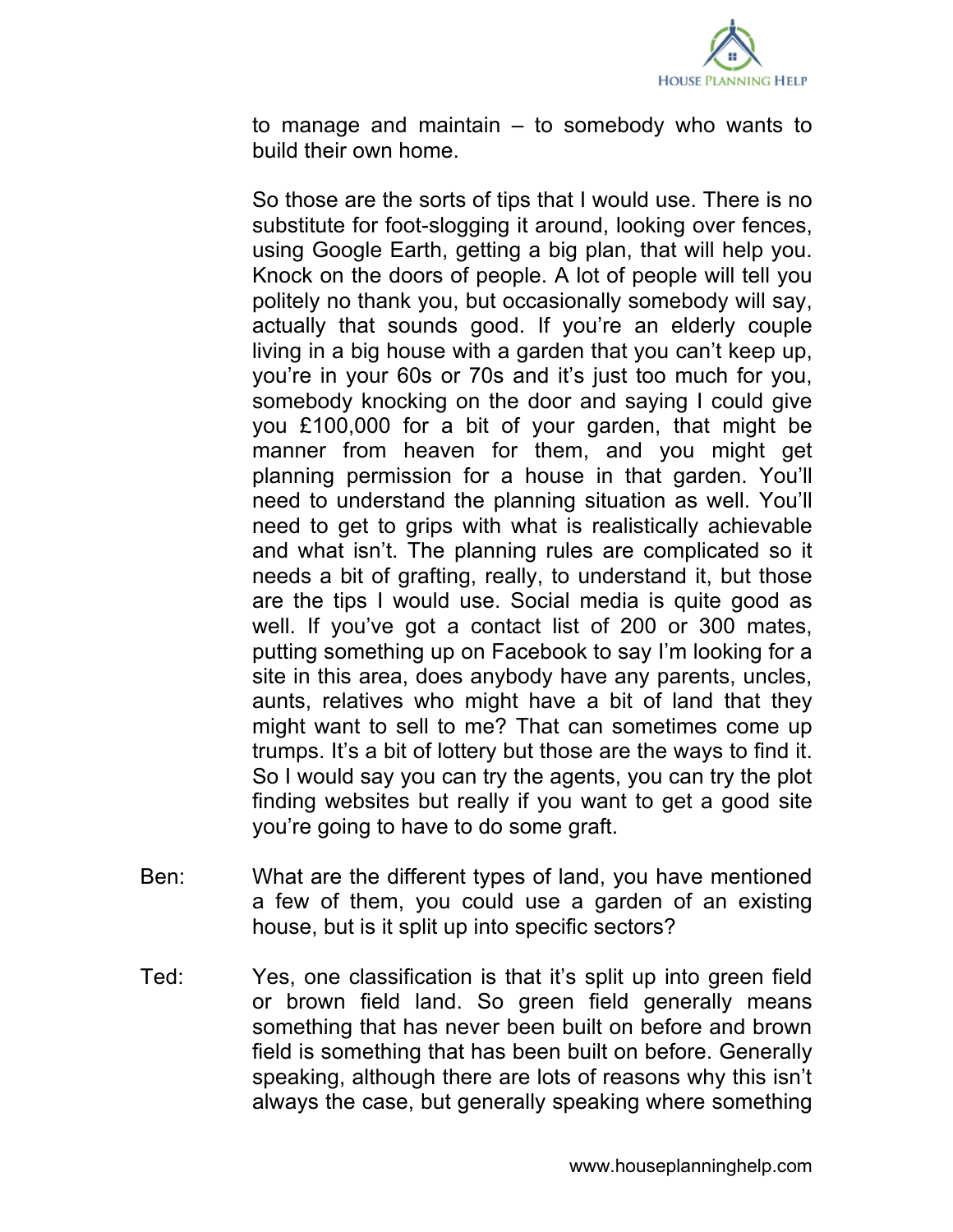to manage and maintain – to somebody who wants to build their own home.

So those are the sorts of tips that I would use. There is no substitute for foot-slogging it around, looking over fences, using Google Earth, getting a big plan, that will help you. Knock on the doors of people. A lot of people will tell you politely no thank you, but occasionally somebody will say, actually that sounds good. If you're an elderly couple living in a big house with a garden that you can't keep up, you're in your 60s or 70s and it's just too much for you, somebody knocking on the door and saying I could give you £100,000 for a bit of your garden, that might be manner from heaven for them, and you might get planning permission for a house in that garden. You'll need to understand the planning situation as well. You'll need to get to grips with what is realistically achievable and what isn't. The planning rules are complicated so it needs a bit of grafting, really, to understand it, but those are the tips I would use. Social media is quite good as well. If you've got a contact list of 200 or 300 mates, putting something up on Facebook to say I'm looking for a site in this area, does anybody have any parents, uncles, aunts, relatives who might have a bit of land that they might want to sell to me? That can sometimes come up trumps. It's a bit of lottery but those are the ways to find it. So I would say you can try the agents, you can try the plot finding websites but really if you want to get a good site you're going to have to do some graft.

Ben: What are the different types of land, you have mentioned a few of them, you could use a garden of an existing house, but is it split up into specific sectors?

Ted: Yes, one classification is that it's split up into green field or brown field land. So green field generally means something that has never been built on before and brown field is something that has been built on before. Generally speaking, although there are lots of reasons why this isn't always the case, but generally speaking where something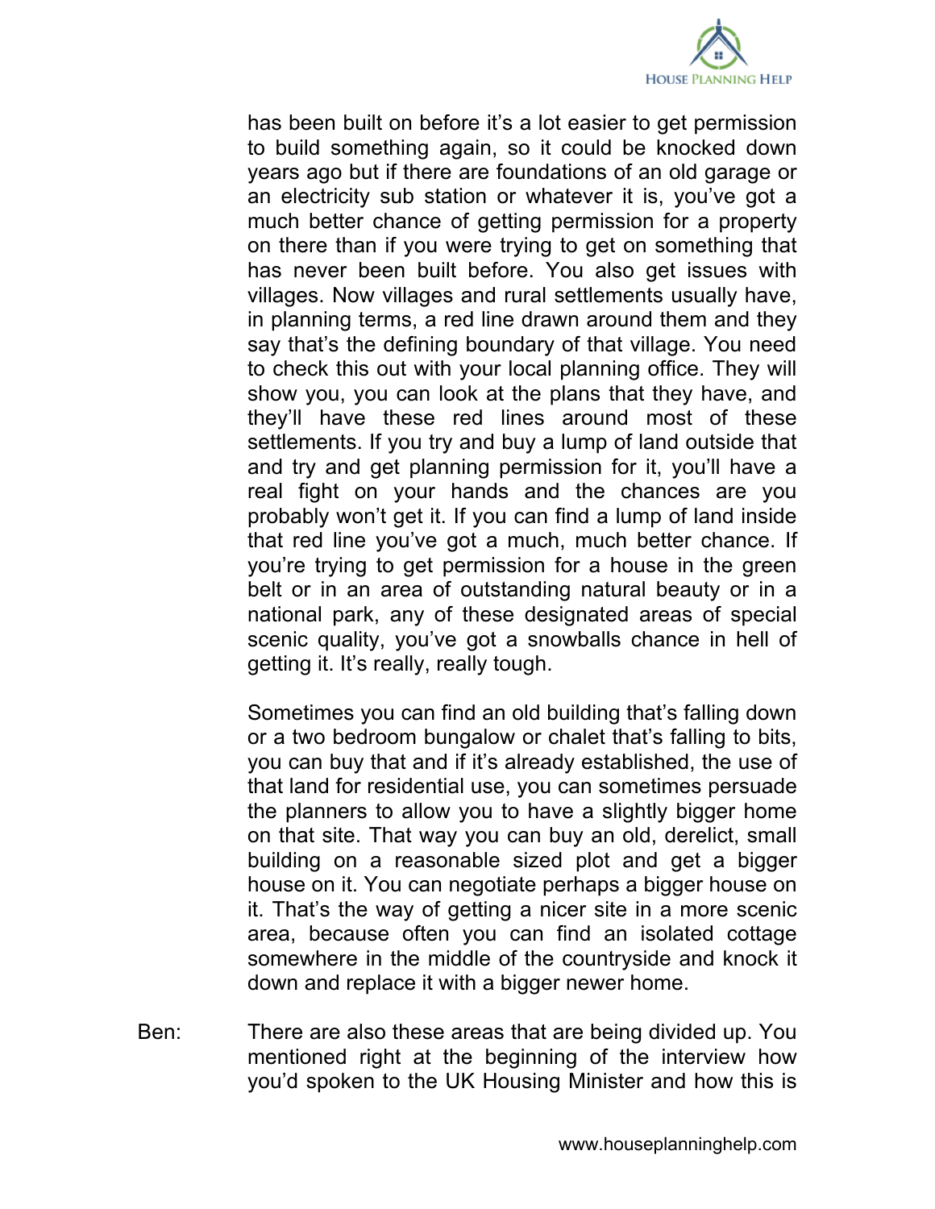has been built on before it's a lot easier to get permission to build something again, so it could be knocked down years ago but if there are foundations of an old garage or an electricity sub station or whatever it is, you've got a much better chance of getting permission for a property on there than if you were trying to get on something that has never been built before. You also get issues with villages. Now villages and rural settlements usually have, in planning terms, a red line drawn around them and they say that's the defining boundary of that village. You need to check this out with your local planning office. They will show you, you can look at the plans that they have, and they'll have these red lines around most of these settlements. If you try and buy a lump of land outside that and try and get planning permission for it, you'll have a real fight on your hands and the chances are you probably won't get it. If you can find a lump of land inside that red line you've got a much, much better chance. If you're trying to get permission for a house in the green belt or in an area of outstanding natural beauty or in a national park, any of these designated areas of special scenic quality, you've got a snowballs chance in hell of getting it. It's really, really tough.

Sometimes you can find an old building that's falling down or a two bedroom bungalow or chalet that's falling to bits, you can buy that and if it's already established, the use of that land for residential use, you can sometimes persuade the planners to allow you to have a slightly bigger home on that site. That way you can buy an old, derelict, small building on a reasonable sized plot and get a bigger house on it. You can negotiate perhaps a bigger house on it. That's the way of getting a nicer site in a more scenic area, because often you can find an isolated cottage somewhere in the middle of the countryside and knock it down and replace it with a bigger newer home.

Ben: There are also these areas that are being divided up. You mentioned right at the beginning of the interview how you'd spoken to the UK Housing Minister and how this is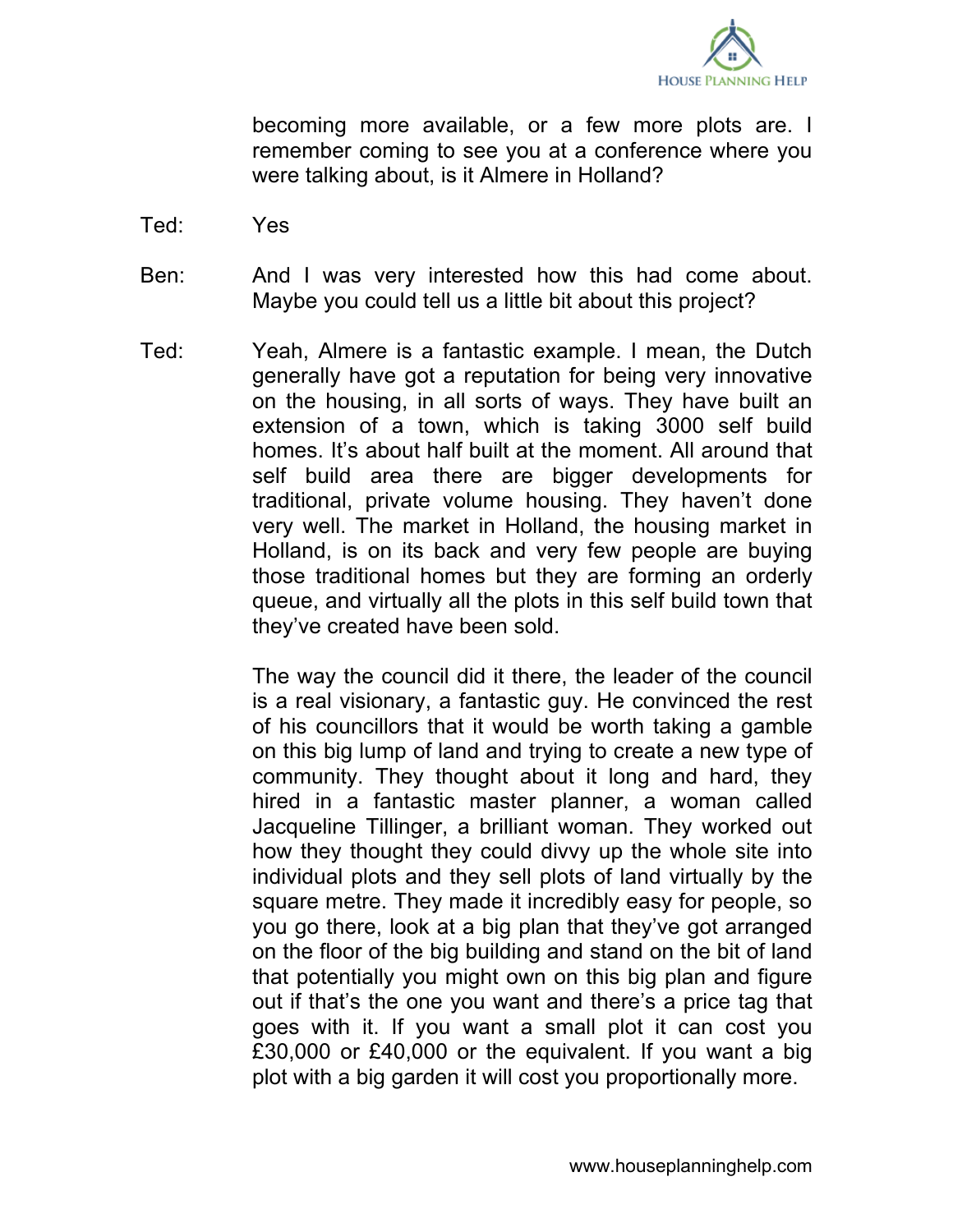becoming more available, or a few more plots are. I remember coming to see you at a conference where you were talking about, is it Almere in Holland?

Ted: Yes

Ben: And I was very interested how this had come about. Maybe you could tell us a little bit about this project?

Ted: Yeah, Almere is a fantastic example. I mean, the Dutch generally have got a reputation for being very innovative on the housing, in all sorts of ways. They have built an extension of a town, which is taking 3000 self build homes. It's about half built at the moment. All around that self build area there are bigger developments for traditional, private volume housing. They haven't done very well. The market in Holland, the housing market in Holland, is on its back and very few people are buying those traditional homes but they are forming an orderly queue, and virtually all the plots in this self build town that they've created have been sold.

The way the council did it there, the leader of the council is a real visionary, a fantastic guy. He convinced the rest of his councillors that it would be worth taking a gamble on this big lump of land and trying to create a new type of community. They thought about it long and hard, they hired in a fantastic master planner, a woman called Jacqueline Tillinger, a brilliant woman. They worked out how they thought they could divvy up the whole site into individual plots and they sell plots of land virtually by the square metre. They made it incredibly easy for people, so you go there, look at a big plan that they've got arranged on the floor of the big building and stand on the bit of land that potentially you might own on this big plan and figure out if that's the one you want and there's a price tag that goes with it. If you want a small plot it can cost you £30,000 or £40,000 or the equivalent. If you want a big plot with a big garden it will cost you proportionally more.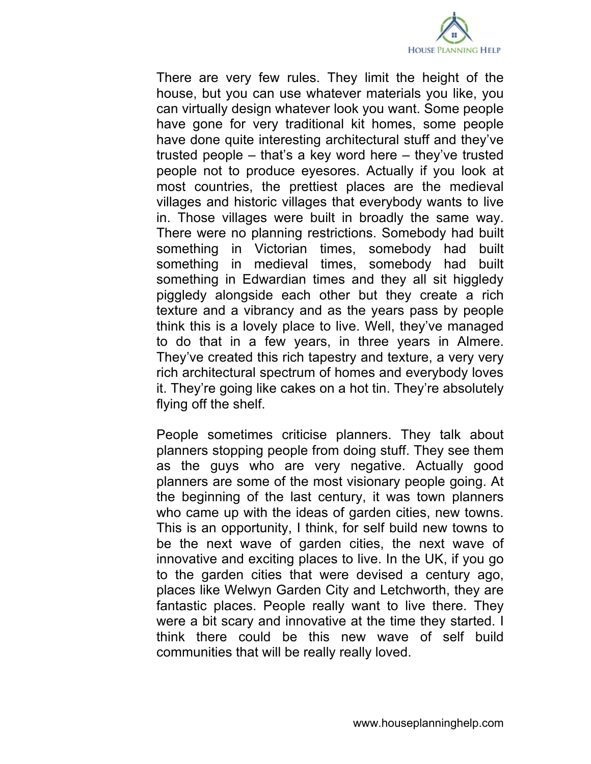There are very few rules. They limit the height of the house, but you can use whatever materials you like, you can virtually design whatever look you want. Some people have gone for very traditional kit homes, some people have done quite interesting architectural stuff and they've trusted people – that's a key word here – they've trusted people not to produce eyesores. Actually if you look at most countries, the prettiest places are the medieval villages and historic villages that everybody wants to live in. Those villages were built in broadly the same way. There were no planning restrictions. Somebody had built something in Victorian times, somebody had built something in medieval times, somebody had built something in Edwardian times and they all sit higgledy piggledy alongside each other but they create a rich texture and a vibrancy and as the years pass by people think this is a lovely place to live. Well, they've managed to do that in a few years, in three years in Almere. They've created this rich tapestry and texture, a very very rich architectural spectrum of homes and everybody loves it. They're going like cakes on a hot tin. They're absolutely flying off the shelf.

People sometimes criticise planners. They talk about planners stopping people from doing stuff. They see them as the guys who are very negative. Actually good planners are some of the most visionary people going. At the beginning of the last century, it was town planners who came up with the ideas of garden cities, new towns. This is an opportunity, I think, for self build new towns to be the next wave of garden cities, the next wave of innovative and exciting places to live. In the UK, if you go to the garden cities that were devised a century ago, places like Welwyn Garden City and Letchworth, they are fantastic places. People really want to live there. They were a bit scary and innovative at the time they started. I think there could be this new wave of self build communities that will be really really loved.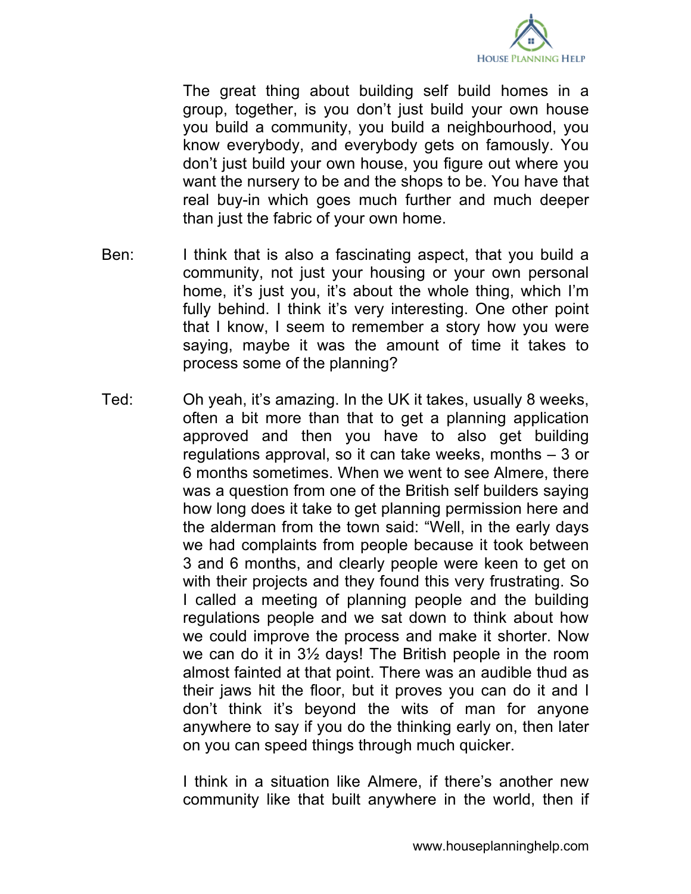The great thing about building self build homes in a group, together, is you don't just build your own house you build a community, you build a neighbourhood, you know everybody, and everybody gets on famously. You don't just build your own house, you figure out where you want the nursery to be and the shops to be. You have that real buy-in which goes much further and much deeper than just the fabric of your own home.

Ben: I think that is also a fascinating aspect, that you build a community, not just your housing or your own personal home, it's just you, it's about the whole thing, which I'm fully behind. I think it's very interesting. One other point that I know, I seem to remember a story how you were saying, maybe it was the amount of time it takes to process some of the planning?

Ted: Oh yeah, it's amazing. In the UK it takes, usually 8 weeks, often a bit more than that to get a planning application approved and then you have to also get building regulations approval, so it can take weeks, months – 3 or 6 months sometimes. When we went to see Almere, there was a question from one of the British self builders saying how long does it take to get planning permission here and the alderman from the town said: "Well, in the early days we had complaints from people because it took between 3 and 6 months, and clearly people were keen to get on with their projects and they found this very frustrating. So I called a meeting of planning people and the building regulations people and we sat down to think about how we could improve the process and make it shorter. Now we can do it in 3½ days! The British people in the room almost fainted at that point. There was an audible thud as their jaws hit the floor, but it proves you can do it and I don't think it's beyond the wits of man for anyone anywhere to say if you do the thinking early on, then later on you can speed things through much quicker.

I think in a situation like Almere, if there's another new community like that built anywhere in the world, then if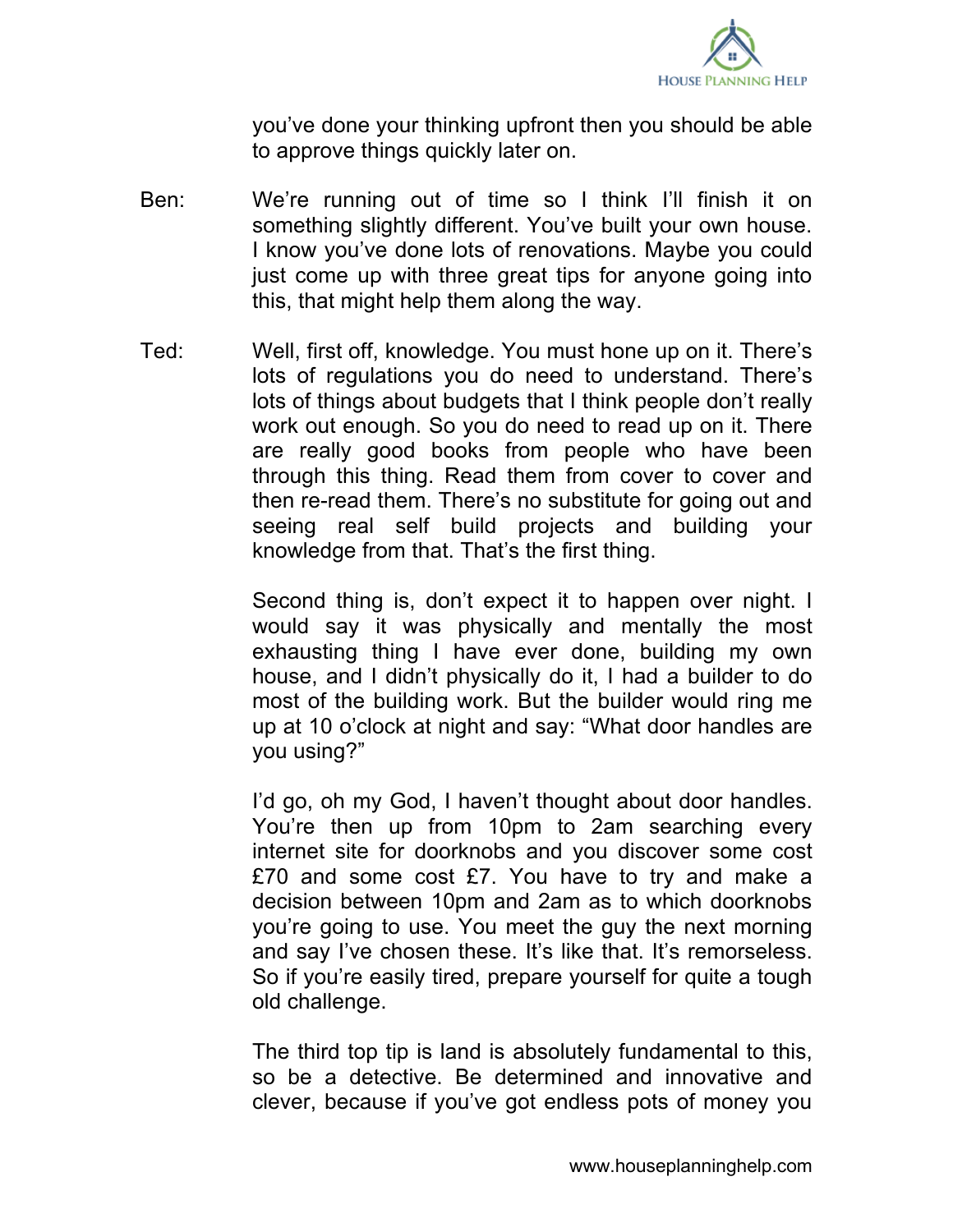you've done your thinking upfront then you should be able to approve things quickly later on.

Ben: We're running out of time so I think I'll finish it on something slightly different. You've built your own house. I know you've done lots of renovations. Maybe you could just come up with three great tips for anyone going into this, that might help them along the way.

Ted: Well, first off, knowledge. You must hone up on it. There's lots of regulations you do need to understand. There's lots of things about budgets that I think people don't really work out enough. So you do need to read up on it. There are really good books from people who have been through this thing. Read them from cover to cover and then re-read them. There's no substitute for going out and seeing real self build projects and building your knowledge from that. That's the first thing.

Second thing is, don't expect it to happen over night. I would say it was physically and mentally the most exhausting thing I have ever done, building my own house, and I didn't physically do it, I had a builder to do most of the building work. But the builder would ring me up at 10 o'clock at night and say: "What door handles are you using?"

I'd go, oh my God, I haven't thought about door handles. You're then up from 10pm to 2am searching every internet site for doorknobs and you discover some cost £70 and some cost £7. You have to try and make a decision between 10pm and 2am as to which doorknobs you're going to use. You meet the guy the next morning and say I've chosen these. It's like that. It's remorseless. So if you're easily tired, prepare yourself for quite a tough old challenge.

The third top tip is land is absolutely fundamental to this, so be a detective. Be determined and innovative and clever, because if you've got endless pots of money you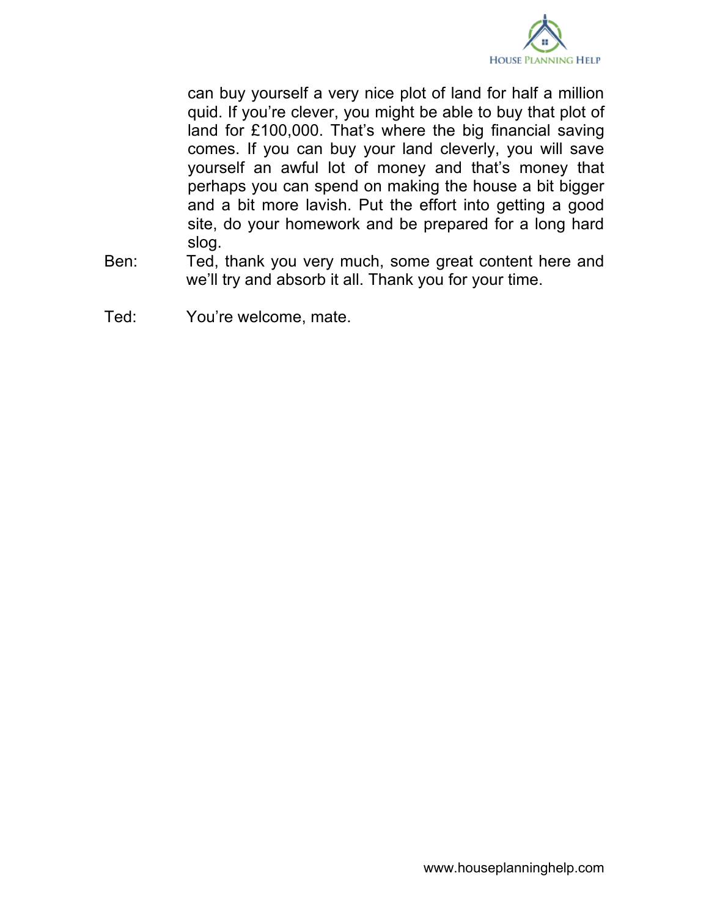can buy yourself a very nice plot of land for half a million quid. If you're clever, you might be able to buy that plot of land for £100,000. That's where the big financial saving comes. If you can buy your land cleverly, you will save yourself an awful lot of money and that's money that perhaps you can spend on making the house a bit bigger and a bit more lavish. Put the effort into getting a good site, do your homework and be prepared for a long hard slog.

Ben: Ted, thank you very much, some great content here and we'll try and absorb it all. Thank you for your time.

Ted: You're welcome, mate.